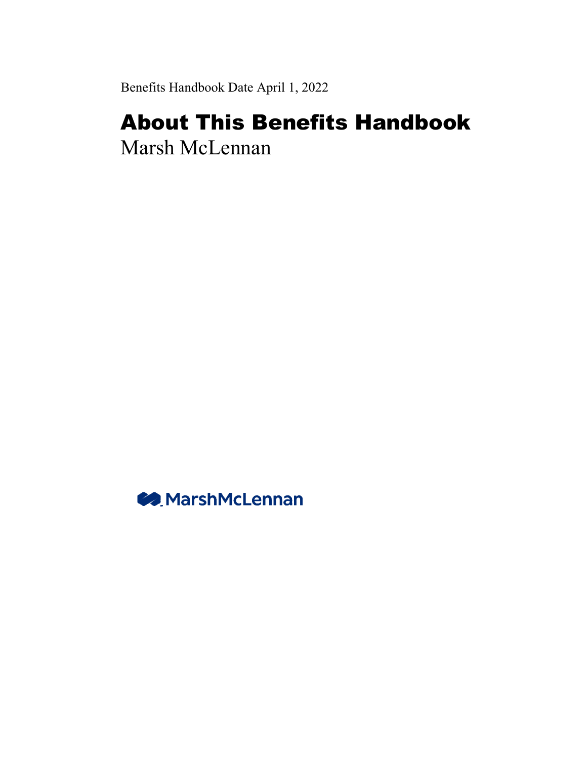Benefits Handbook Date April 1, 2022

# About This Benefits Handbook

Marsh McLennan

MarshMcLennan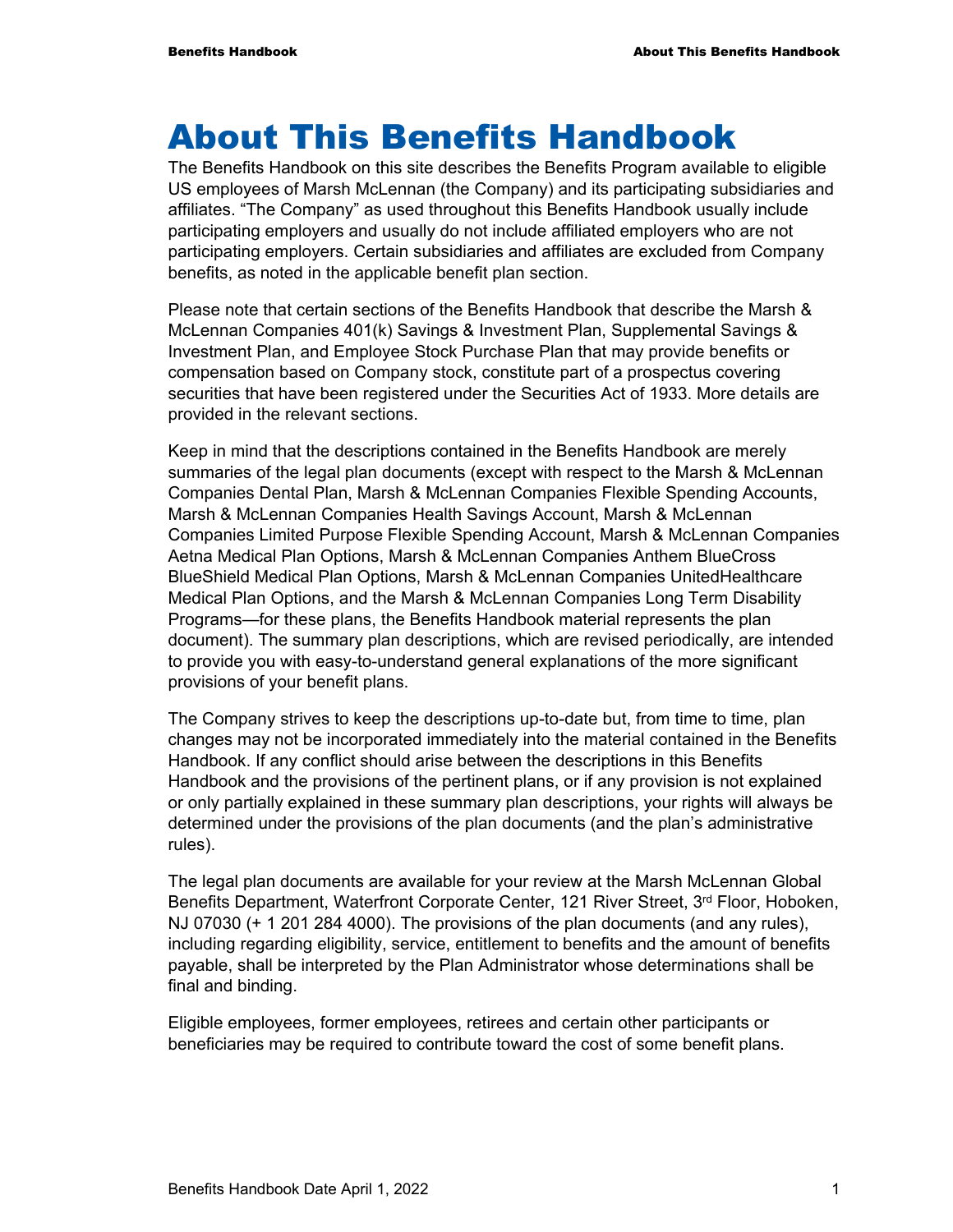# About This Benefits Handbook

The Benefits Handbook on this site describes the Benefits Program available to eligible US employees of Marsh McLennan (the Company) and its participating subsidiaries and affiliates. "The Company" as used throughout this Benefits Handbook usually include participating employers and usually do not include affiliated employers who are not participating employers. Certain subsidiaries and affiliates are excluded from Company benefits, as noted in the applicable benefit plan section.

Please note that certain sections of the Benefits Handbook that describe the Marsh & McLennan Companies 401(k) Savings & Investment Plan, Supplemental Savings & Investment Plan, and Employee Stock Purchase Plan that may provide benefits or compensation based on Company stock, constitute part of a prospectus covering securities that have been registered under the Securities Act of 1933. More details are provided in the relevant sections.

Keep in mind that the descriptions contained in the Benefits Handbook are merely summaries of the legal plan documents (except with respect to the Marsh & McLennan Companies Dental Plan, Marsh & McLennan Companies Flexible Spending Accounts, Marsh & McLennan Companies Health Savings Account, Marsh & McLennan Companies Limited Purpose Flexible Spending Account, Marsh & McLennan Companies Aetna Medical Plan Options, Marsh & McLennan Companies Anthem BlueCross BlueShield Medical Plan Options, Marsh & McLennan Companies UnitedHealthcare Medical Plan Options, and the Marsh & McLennan Companies Long Term Disability Programs—for these plans, the Benefits Handbook material represents the plan document). The summary plan descriptions, which are revised periodically, are intended to provide you with easy-to-understand general explanations of the more significant provisions of your benefit plans.

The Company strives to keep the descriptions up-to-date but, from time to time, plan changes may not be incorporated immediately into the material contained in the Benefits Handbook. If any conflict should arise between the descriptions in this Benefits Handbook and the provisions of the pertinent plans, or if any provision is not explained or only partially explained in these summary plan descriptions, your rights will always be determined under the provisions of the plan documents (and the plan's administrative rules).

The legal plan documents are available for your review at the Marsh McLennan Global Benefits Department, Waterfront Corporate Center, 121 River Street, 3rd Floor, Hoboken, NJ 07030 (+ 1 201 284 4000). The provisions of the plan documents (and any rules), including regarding eligibility, service, entitlement to benefits and the amount of benefits payable, shall be interpreted by the Plan Administrator whose determinations shall be final and binding.

Eligible employees, former employees, retirees and certain other participants or beneficiaries may be required to contribute toward the cost of some benefit plans.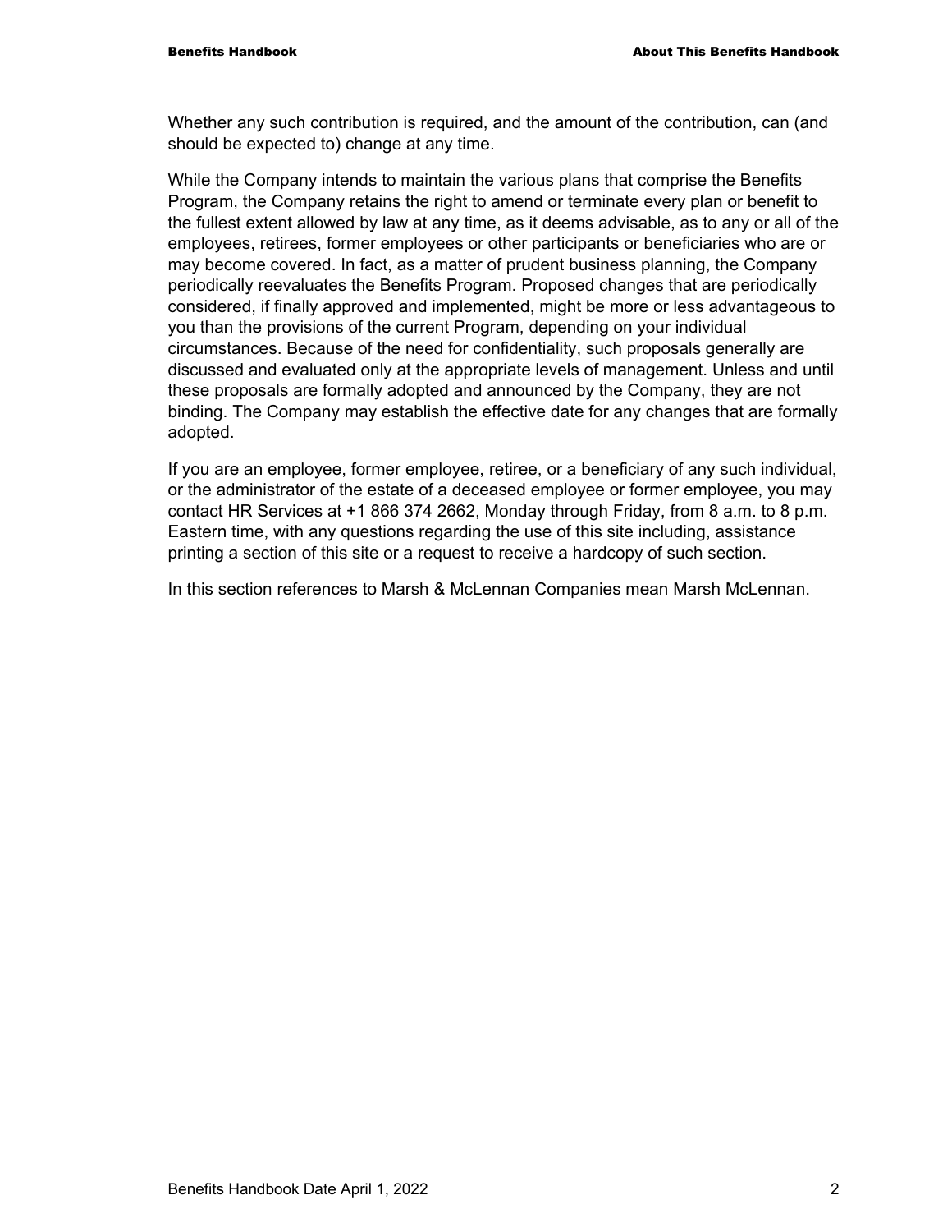Whether any such contribution is required, and the amount of the contribution, can (and should be expected to) change at any time.

While the Company intends to maintain the various plans that comprise the Benefits Program, the Company retains the right to amend or terminate every plan or benefit to the fullest extent allowed by law at any time, as it deems advisable, as to any or all of the employees, retirees, former employees or other participants or beneficiaries who are or may become covered. In fact, as a matter of prudent business planning, the Company periodically reevaluates the Benefits Program. Proposed changes that are periodically considered, if finally approved and implemented, might be more or less advantageous to you than the provisions of the current Program, depending on your individual circumstances. Because of the need for confidentiality, such proposals generally are discussed and evaluated only at the appropriate levels of management. Unless and until these proposals are formally adopted and announced by the Company, they are not binding. The Company may establish the effective date for any changes that are formally adopted.

If you are an employee, former employee, retiree, or a beneficiary of any such individual, or the administrator of the estate of a deceased employee or former employee, you may contact HR Services at +1 866 374 2662, Monday through Friday, from 8 a.m. to 8 p.m. Eastern time, with any questions regarding the use of this site including, assistance printing a section of this site or a request to receive a hardcopy of such section.

In this section references to Marsh & McLennan Companies mean Marsh McLennan.